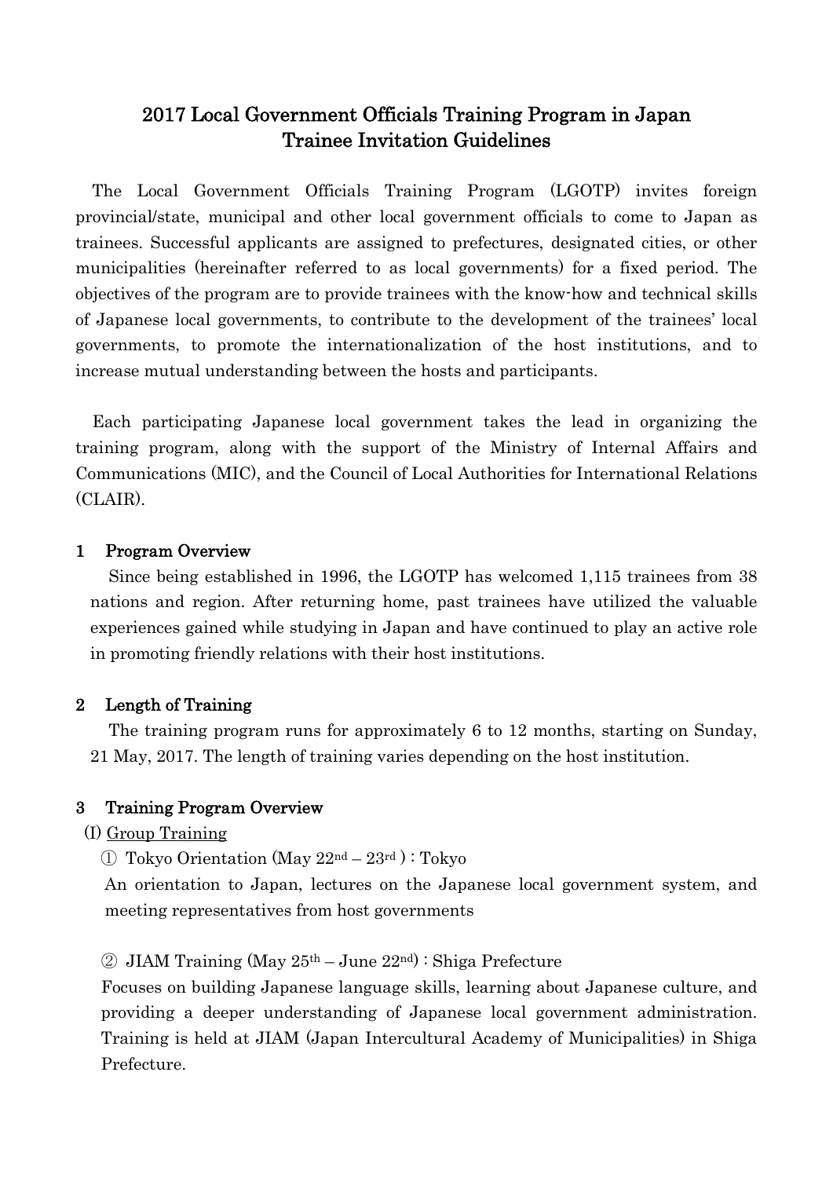# 2017 Local Government Officials Training Program in Japan
# Trainee Invitation Guidelines

The Local Government Officials Training Program (LGOTP) invites foreign provincial/state, municipal and other local government officials to come to Japan as trainees. Successful applicants are assigned to prefectures, designated cities, or other municipalities (hereinafter referred to as local governments) for a fixed period. The objectives of the program are to provide trainees with the know-how and technical skills of Japanese local governments, to contribute to the development of the trainees' local governments, to promote the internationalization of the host institutions, and to increase mutual understanding between the hosts and participants.

Each participating Japanese local government takes the lead in organizing the training program, along with the support of the Ministry of Internal Affairs and Communications (MIC), and the Council of Local Authorities for International Relations (CLAIR).

## 1 Program Overview

Since being established in 1996, the LGOTP has welcomed 1,115 trainees from 38 nations and region. After returning home, past trainees have utilized the valuable experiences gained while studying in Japan and have continued to play an active role in promoting friendly relations with their host institutions.

## 2 Length of Training

The training program runs for approximately 6 to 12 months, starting on Sunday, 21 May, 2017. The length of training varies depending on the host institution.

## 3 Training Program Overview

(I) Group Training

① Tokyo Orientation (May 22nd – 23rd ) : Tokyo

An orientation to Japan, lectures on the Japanese local government system, and meeting representatives from host governments

② JIAM Training (May 25th – June 22nd) : Shiga Prefecture

Focuses on building Japanese language skills, learning about Japanese culture, and providing a deeper understanding of Japanese local government administration. Training is held at JIAM (Japan Intercultural Academy of Municipalities) in Shiga Prefecture.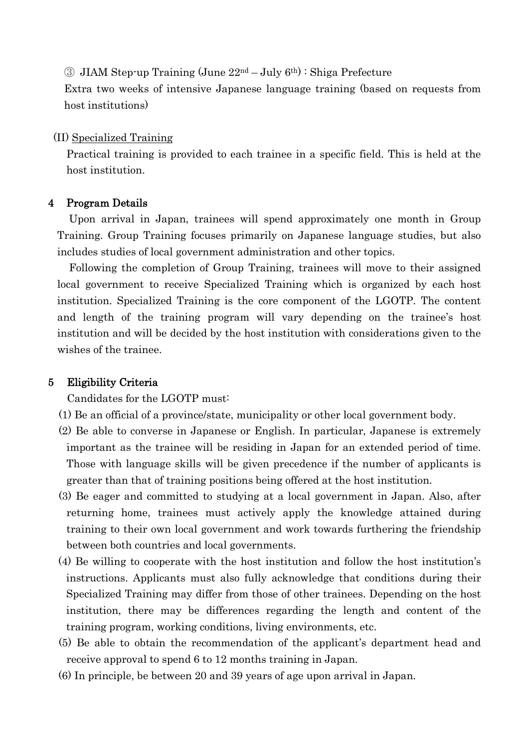③ JIAM Step-up Training (June 22nd – July 6th) : Shiga Prefecture

Extra two weeks of intensive Japanese language training (based on requests from host institutions)

(II) Specialized Training

Practical training is provided to each trainee in a specific field. This is held at the host institution.

## 4 Program Details

Upon arrival in Japan, trainees will spend approximately one month in Group Training. Group Training focuses primarily on Japanese language studies, but also includes studies of local government administration and other topics.

Following the completion of Group Training, trainees will move to their assigned local government to receive Specialized Training which is organized by each host institution. Specialized Training is the core component of the LGOTP. The content and length of the training program will vary depending on the trainee's host institution and will be decided by the host institution with considerations given to the wishes of the trainee.

## 5 Eligibility Criteria

Candidates for the LGOTP must:

(1) Be an official of a province/state, municipality or other local government body.

(2) Be able to converse in Japanese or English. In particular, Japanese is extremely important as the trainee will be residing in Japan for an extended period of time. Those with language skills will be given precedence if the number of applicants is greater than that of training positions being offered at the host institution.

(3) Be eager and committed to studying at a local government in Japan. Also, after returning home, trainees must actively apply the knowledge attained during training to their own local government and work towards furthering the friendship between both countries and local governments.

(4) Be willing to cooperate with the host institution and follow the host institution's instructions. Applicants must also fully acknowledge that conditions during their Specialized Training may differ from those of other trainees. Depending on the host institution, there may be differences regarding the length and content of the training program, working conditions, living environments, etc.

(5) Be able to obtain the recommendation of the applicant's department head and receive approval to spend 6 to 12 months training in Japan.

(6) In principle, be between 20 and 39 years of age upon arrival in Japan.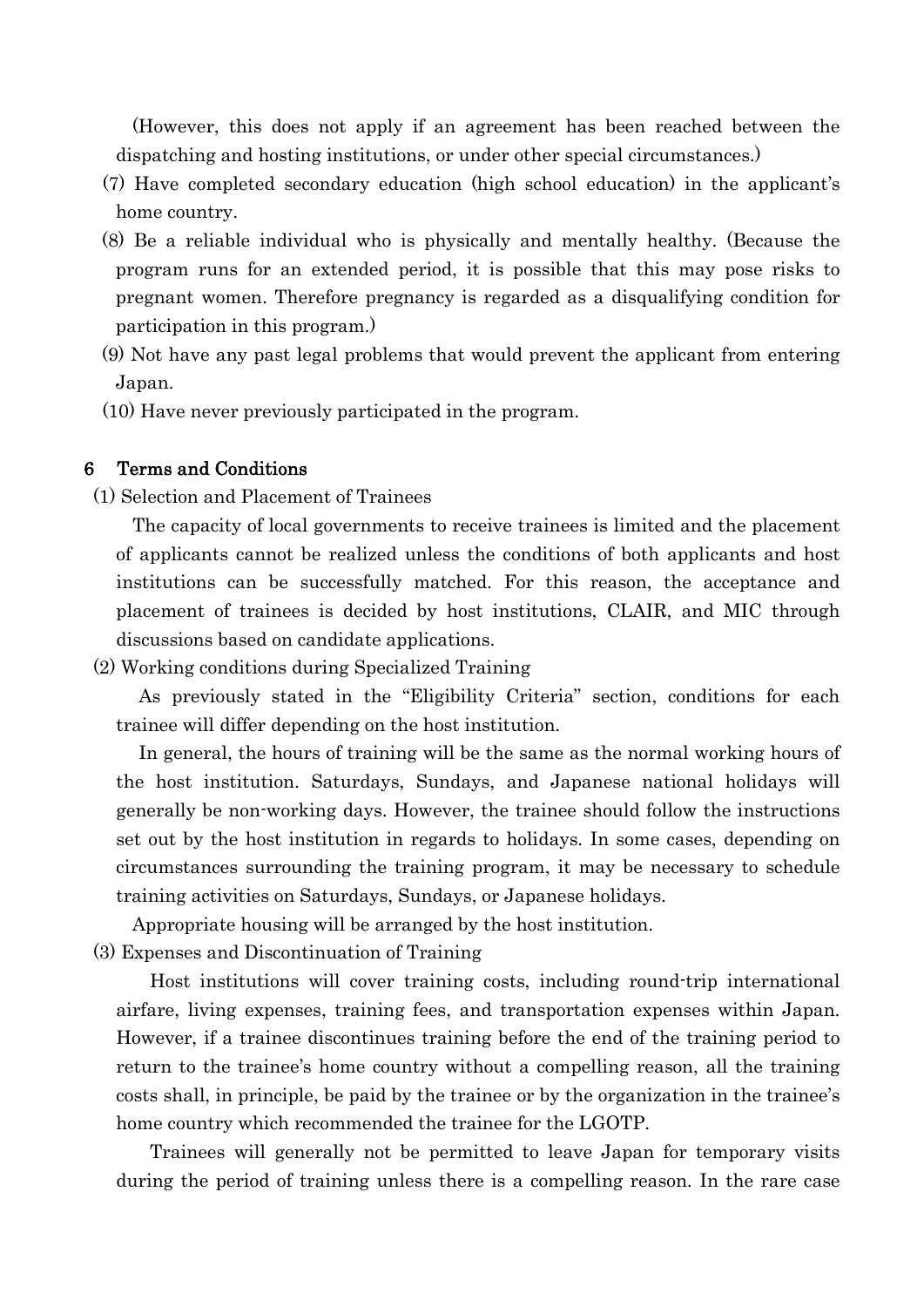(However, this does not apply if an agreement has been reached between the dispatching and hosting institutions, or under other special circumstances.)

(7) Have completed secondary education (high school education) in the applicant's home country.

(8) Be a reliable individual who is physically and mentally healthy. (Because the program runs for an extended period, it is possible that this may pose risks to pregnant women. Therefore pregnancy is regarded as a disqualifying condition for participation in this program.)

(9) Not have any past legal problems that would prevent the applicant from entering Japan.

(10) Have never previously participated in the program.

## 6 Terms and Conditions

(1) Selection and Placement of Trainees

The capacity of local governments to receive trainees is limited and the placement of applicants cannot be realized unless the conditions of both applicants and host institutions can be successfully matched. For this reason, the acceptance and placement of trainees is decided by host institutions, CLAIR, and MIC through discussions based on candidate applications.

(2) Working conditions during Specialized Training

As previously stated in the "Eligibility Criteria" section, conditions for each trainee will differ depending on the host institution.

In general, the hours of training will be the same as the normal working hours of the host institution. Saturdays, Sundays, and Japanese national holidays will generally be non-working days. However, the trainee should follow the instructions set out by the host institution in regards to holidays. In some cases, depending on circumstances surrounding the training program, it may be necessary to schedule training activities on Saturdays, Sundays, or Japanese holidays.

Appropriate housing will be arranged by the host institution.

(3) Expenses and Discontinuation of Training

Host institutions will cover training costs, including round-trip international airfare, living expenses, training fees, and transportation expenses within Japan. However, if a trainee discontinues training before the end of the training period to return to the trainee's home country without a compelling reason, all the training costs shall, in principle, be paid by the trainee or by the organization in the trainee's home country which recommended the trainee for the LGOTP.

Trainees will generally not be permitted to leave Japan for temporary visits during the period of training unless there is a compelling reason. In the rare case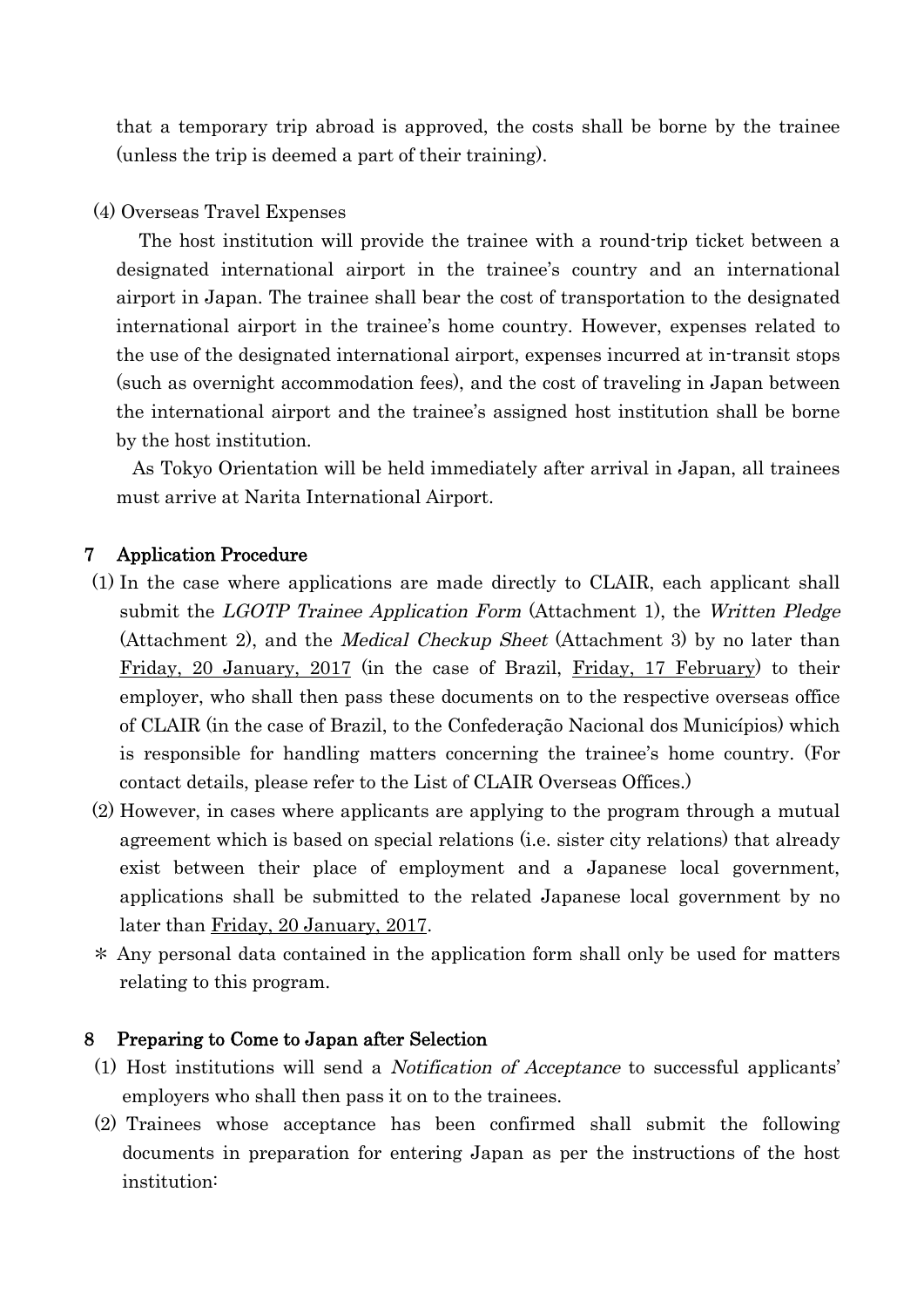that a temporary trip abroad is approved, the costs shall be borne by the trainee (unless the trip is deemed a part of their training).

(4) Overseas Travel Expenses

The host institution will provide the trainee with a round-trip ticket between a designated international airport in the trainee's country and an international airport in Japan. The trainee shall bear the cost of transportation to the designated international airport in the trainee's home country. However, expenses related to the use of the designated international airport, expenses incurred at in-transit stops (such as overnight accommodation fees), and the cost of traveling in Japan between the international airport and the trainee's assigned host institution shall be borne by the host institution.

As Tokyo Orientation will be held immediately after arrival in Japan, all trainees must arrive at Narita International Airport.

## 7 Application Procedure

(1) In the case where applications are made directly to CLAIR, each applicant shall submit the *LGOTP Trainee Application Form* (Attachment 1), the *Written Pledge* (Attachment 2), and the *Medical Checkup Sheet* (Attachment 3) by no later than <u>Friday, 20 January, 2017</u> (in the case of Brazil, <u>Friday, 17 February</u>) to their employer, who shall then pass these documents on to the respective overseas office of CLAIR (in the case of Brazil, to the Confederação Nacional dos Municípios) which is responsible for handling matters concerning the trainee's home country. (For contact details, please refer to the List of CLAIR Overseas Offices.)

(2) However, in cases where applicants are applying to the program through a mutual agreement which is based on special relations (i.e. sister city relations) that already exist between their place of employment and a Japanese local government, applications shall be submitted to the related Japanese local government by no later than <u>Friday, 20 January, 2017</u>.

＊ Any personal data contained in the application form shall only be used for matters relating to this program.

## 8 Preparing to Come to Japan after Selection

(1) Host institutions will send a *Notification of Acceptance* to successful applicants' employers who shall then pass it on to the trainees.

(2) Trainees whose acceptance has been confirmed shall submit the following documents in preparation for entering Japan as per the instructions of the host institution: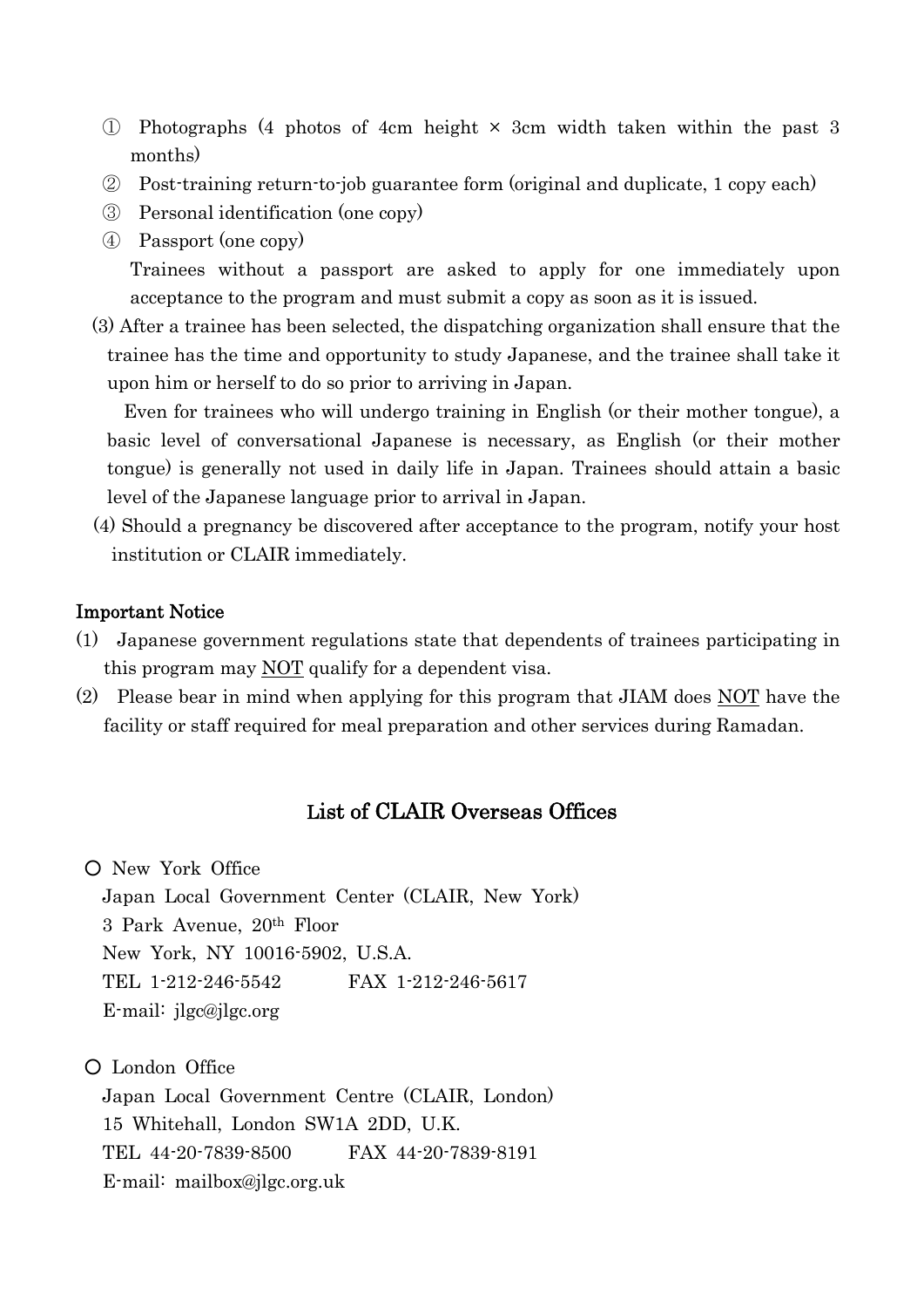① Photographs (4 photos of 4cm height × 3cm width taken within the past 3 months)

② Post-training return-to-job guarantee form (original and duplicate, 1 copy each)

③ Personal identification (one copy)

④ Passport (one copy)

Trainees without a passport are asked to apply for one immediately upon acceptance to the program and must submit a copy as soon as it is issued.

(3) After a trainee has been selected, the dispatching organization shall ensure that the trainee has the time and opportunity to study Japanese, and the trainee shall take it upon him or herself to do so prior to arriving in Japan.

Even for trainees who will undergo training in English (or their mother tongue), a basic level of conversational Japanese is necessary, as English (or their mother tongue) is generally not used in daily life in Japan. Trainees should attain a basic level of the Japanese language prior to arrival in Japan.

(4) Should a pregnancy be discovered after acceptance to the program, notify your host institution or CLAIR immediately.

**Important Notice**

(1) Japanese government regulations state that dependents of trainees participating in this program may NOT qualify for a dependent visa.

(2) Please bear in mind when applying for this program that JIAM does NOT have the facility or staff required for meal preparation and other services during Ramadan.

## List of CLAIR Overseas Offices

○ New York Office

Japan Local Government Center (CLAIR, New York)
3 Park Avenue, 20th Floor
New York, NY 10016-5902, U.S.A.
TEL 1-212-246-5542 FAX 1-212-246-5617
E-mail: jlgc@jlgc.org

○ London Office

Japan Local Government Centre (CLAIR, London)
15 Whitehall, London SW1A 2DD, U.K.
TEL 44-20-7839-8500 FAX 44-20-7839-8191
E-mail: mailbox@jlgc.org.uk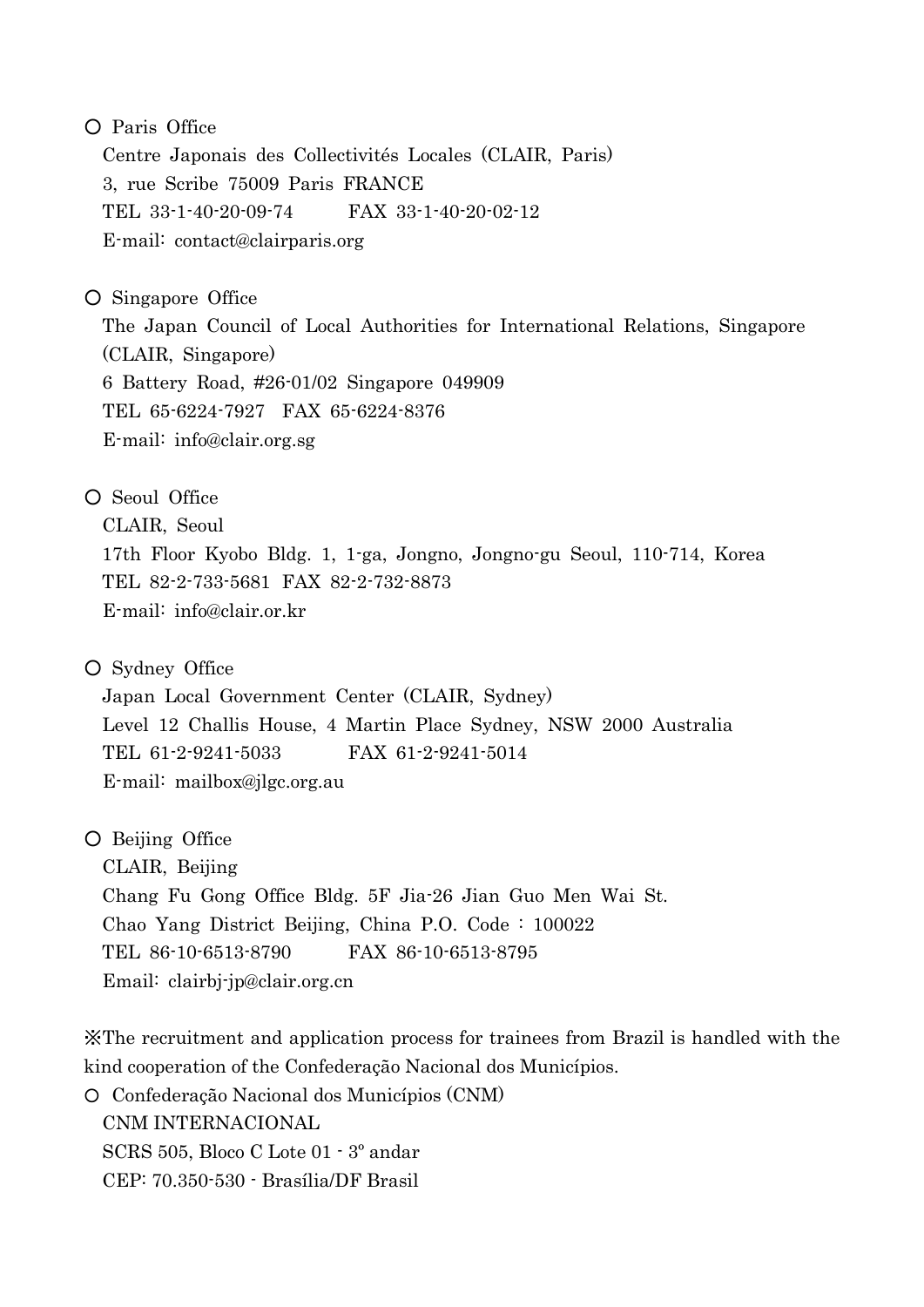○ Paris Office

Centre Japonais des Collectivités Locales (CLAIR, Paris)
3, rue Scribe 75009 Paris FRANCE
TEL 33-1-40-20-09-74 FAX 33-1-40-20-02-12
E-mail: contact@clairparis.org

○ Singapore Office

The Japan Council of Local Authorities for International Relations, Singapore (CLAIR, Singapore)
6 Battery Road, #26-01/02 Singapore 049909
TEL 65-6224-7927 FAX 65-6224-8376
E-mail: info@clair.org.sg

○ Seoul Office

CLAIR, Seoul
17th Floor Kyobo Bldg. 1, 1-ga, Jongno, Jongno-gu Seoul, 110-714, Korea
TEL 82-2-733-5681 FAX 82-2-732-8873
E-mail: info@clair.or.kr

○ Sydney Office

Japan Local Government Center (CLAIR, Sydney)
Level 12 Challis House, 4 Martin Place Sydney, NSW 2000 Australia
TEL 61-2-9241-5033 FAX 61-2-9241-5014
E-mail: mailbox@jlgc.org.au

○ Beijing Office

CLAIR, Beijing
Chang Fu Gong Office Bldg. 5F Jia-26 Jian Guo Men Wai St.
Chao Yang District Beijing, China P.O. Code : 100022
TEL 86-10-6513-8790 FAX 86-10-6513-8795
Email: clairbj-jp@clair.org.cn

※The recruitment and application process for trainees from Brazil is handled with the kind cooperation of the Confederação Nacional dos Municípios.

○ Confederação Nacional dos Municípios (CNM)

CNM INTERNACIONAL
SCRS 505, Bloco C Lote 01 - 3º andar
CEP: 70.350-530 - Brasília/DF Brasil